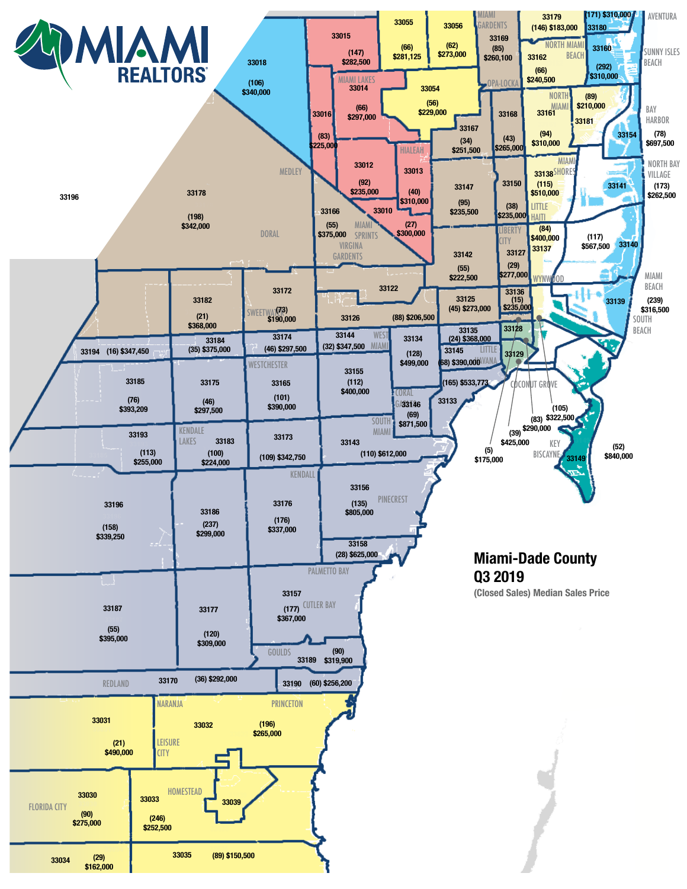# Miami-Dade County Q3 2019

(Closed Sales) Median Sales Price

MIAMI REALTORS®

| ZIP Code | Area | Closed Sales | Median Sales Price |
| --- | --- | --- | --- |
| 33015 | | (147) | $282,500 |
| 33055 | | (66) | $281,125 |
| 33056 | | (62) | $273,000 |
| 33169 | Miami Gardens | (85) | $260,100 |
| 33179 | | (146) | $183,000 |
| 33180 | Aventura | (171) | $310,000 |
| 33018 | | (106) | $340,000 |
| 33014 | Miami Lakes | (66) | $297,000 |
| 33054 | | (56) | $229,000 |
| 33162 | North Miami Beach | (66) | $240,500 |
| 33160 | Sunny Isles Beach | (292) | $310,000 |
| 33016 | | (83) | $225,000 |
| 33167 | | (34) | $251,500 |
| 33168 | | (43) | $265,000 |
| 33161 | North Miami | (94) | $310,000 |
| 33181 | | (89) | $210,000 |
| 33154 | Bay Harbor | (78) | $697,500 |
| 33012 | | (92) | $235,000 |
| 33013 | Hialeah | (40) | $310,000 |
| 33010 | | (27) | $300,000 |
| 33147 | | (95) | $235,500 |
| 33150 | | (38) | $235,000 |
| 33138 | Miami Shores | (115) | $510,000 |
| 33141 | North Bay Village | (173) | $262,500 |
| 33178 | Medley / Doral | (198) | $342,000 |
| 33166 | Miami Springs / Virginia Gardens | (55) | $375,000 |
| 33137 | Little Haiti | (84) | $400,000 |
| 33140 | | (117) | $567,500 |
| 33142 | | (55) | $222,500 |
| 33127 | Liberty City | (29) | $277,000 |
| 33172 | Sweetwater | (73) | $190,000 |
| 33182 | | (21) | $368,000 |
| 33122 | | | |
| 33125 | | (45) | $273,000 |
| 33136 | Wynwood | (15) | $235,000 |
| 33139 | Miami Beach / South Beach | (239) | $316,500 |
| 33126 | | (88) | $206,500 |
| 33128 | | (5) | $175,000 |
| 33194 | | (16) | $347,450 |
| 33184 | | (35) | $375,000 |
| 33174 | Westchester | (46) | $297,500 |
| 33144 | West Miami | (32) | $347,500 |
| 33134 | | (128) | $499,000 |
| 33135 | | (24) | $368,000 |
| 33145 | Little Havana | (68) | $390,000 |
| 33130 | | (39) | $425,000 |
| 33129 | | (83) | $290,000 |
| 33131 | | (105) | $322,500 |
| 33185 | | (76) | $393,209 |
| 33175 | | (46) | $297,500 |
| 33165 | | (101) | $390,000 |
| 33155 | | (112) | $400,000 |
| 33146 | Coral Gables | (69) | $871,500 |
| 33133 | Coconut Grove | (165) | $533,773 |
| 33149 | Key Biscayne | (52) | $840,000 |
| 33193 | | (113) | $255,000 |
| 33183 | Kendale Lakes | (100) | $224,000 |
| 33173 | | (109) | $342,750 |
| 33143 | South Miami | (110) | $612,000 |
| 33196 | | (158) | $339,250 |
| 33186 | | (237) | $299,000 |
| 33176 | Kendall | (176) | $337,000 |
| 33156 | Pinecrest | (135) | $805,000 |
| 33158 | | (28) | $625,000 |
| 33187 | | (55) | $395,000 |
| 33177 | | (120) | $309,000 |
| 33157 | Palmetto Bay / Cutler Bay | (177) | $367,000 |
| 33189 | Goulds | (90) | $319,900 |
| 33170 | Redland | (36) | $292,000 |
| 33190 | | (60) | $256,200 |
| 33031 | | (21) | $490,000 |
| 33032 | Naranja / Princeton / Leisure City | (196) | $265,000 |
| 33030 | Florida City | (90) | $275,000 |
| 33033 | Homestead | (246) | $252,500 |
| 33039 | | | |
| 33034 | | (29) | $162,000 |
| 33035 | | (89) | $150,500 |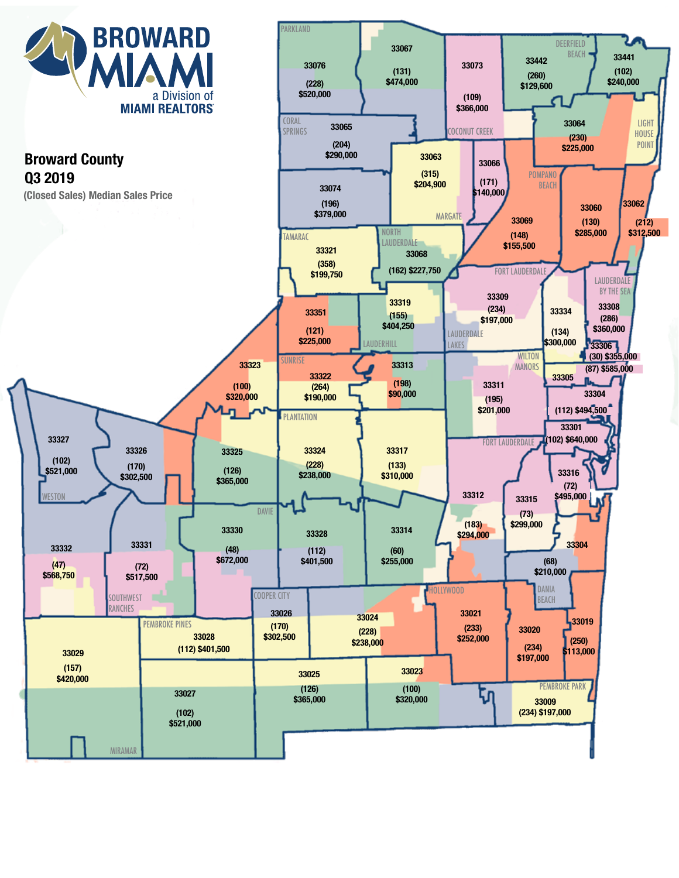# BROWARD MIAMI

a Division of MIAMI REALTORS

## Broward County Q3 2019

(Closed Sales) Median Sales Price

| Zip Code | Area | Closed Sales | Median Sales Price |
|---|---|---|---|
| 33076 | Parkland | 228 | $520,000 |
| 33067 | | 131 | $474,000 |
| 33073 | Coconut Creek | 109 | $366,000 |
| 33442 | Deerfield Beach | 260 | $129,600 |
| 33441 | | 102 | $240,000 |
| 33065 | Coral Springs | 204 | $290,000 |
| 33064 | Light House Point | 230 | $225,000 |
| 33063 | Margate | 315 | $204,900 |
| 33066 | | 171 | $140,000 |
| 33074 | | 196 | $379,000 |
| 33069 | Pompano Beach | 148 | $155,500 |
| 33060 | | 130 | $285,000 |
| 33062 | | 212 | $312,500 |
| 33321 | Tamarac | 358 | $199,750 |
| 33068 | North Lauderdale | 162 | $227,750 |
| 33309 | Fort Lauderdale | 234 | $197,000 |
| 33334 | | 134 | $300,000 |
| 33308 | Lauderdale By The Sea | 286 | $360,000 |
| 33351 | | 121 | $225,000 |
| 33319 | Lauderhill | 155 | $404,250 |
| 33306 | | 30 | $355,000 |
| 33305 | | 87 | $585,000 |
| 33323 | | 100 | $320,000 |
| 33322 | Sunrise | 264 | $190,000 |
| 33313 | | 198 | $90,000 |
| 33311 | Lauderdale Lakes / Wilton Manors | 195 | $201,000 |
| 33304 | | 112 | $494,500 |
| 33301 | | 102 | $640,000 |
| 33327 | Weston | 102 | $521,000 |
| 33326 | | 170 | $302,500 |
| 33325 | | 126 | $365,000 |
| 33324 | Plantation | 228 | $238,000 |
| 33317 | | 133 | $310,000 |
| 33312 | Fort Lauderdale | 183 | $294,000 |
| 33315 | | 73 | $299,000 |
| 33316 | | 72 | $495,000 |
| 33332 | | 47 | $568,750 |
| 33331 | Southwest Ranches | 72 | $517,500 |
| 33330 | Davie | 48 | $672,000 |
| 33328 | | 112 | $401,500 |
| 33314 | | 60 | $255,000 |
| 33004 | Dania Beach | 68 | $210,000 |
| 33029 | | 157 | $420,000 |
| 33028 | Pembroke Pines | 112 | $401,500 |
| 33026 | Cooper City | 170 | $302,500 |
| 33024 | | 228 | $238,000 |
| 33021 | Hollywood | 233 | $252,000 |
| 33020 | | 234 | $197,000 |
| 33019 | | 250 | $113,000 |
| 33027 | Miramar | 102 | $521,000 |
| 33025 | | 126 | $365,000 |
| 33023 | | 100 | $320,000 |
| 33009 | Pembroke Park | 234 | $197,000 |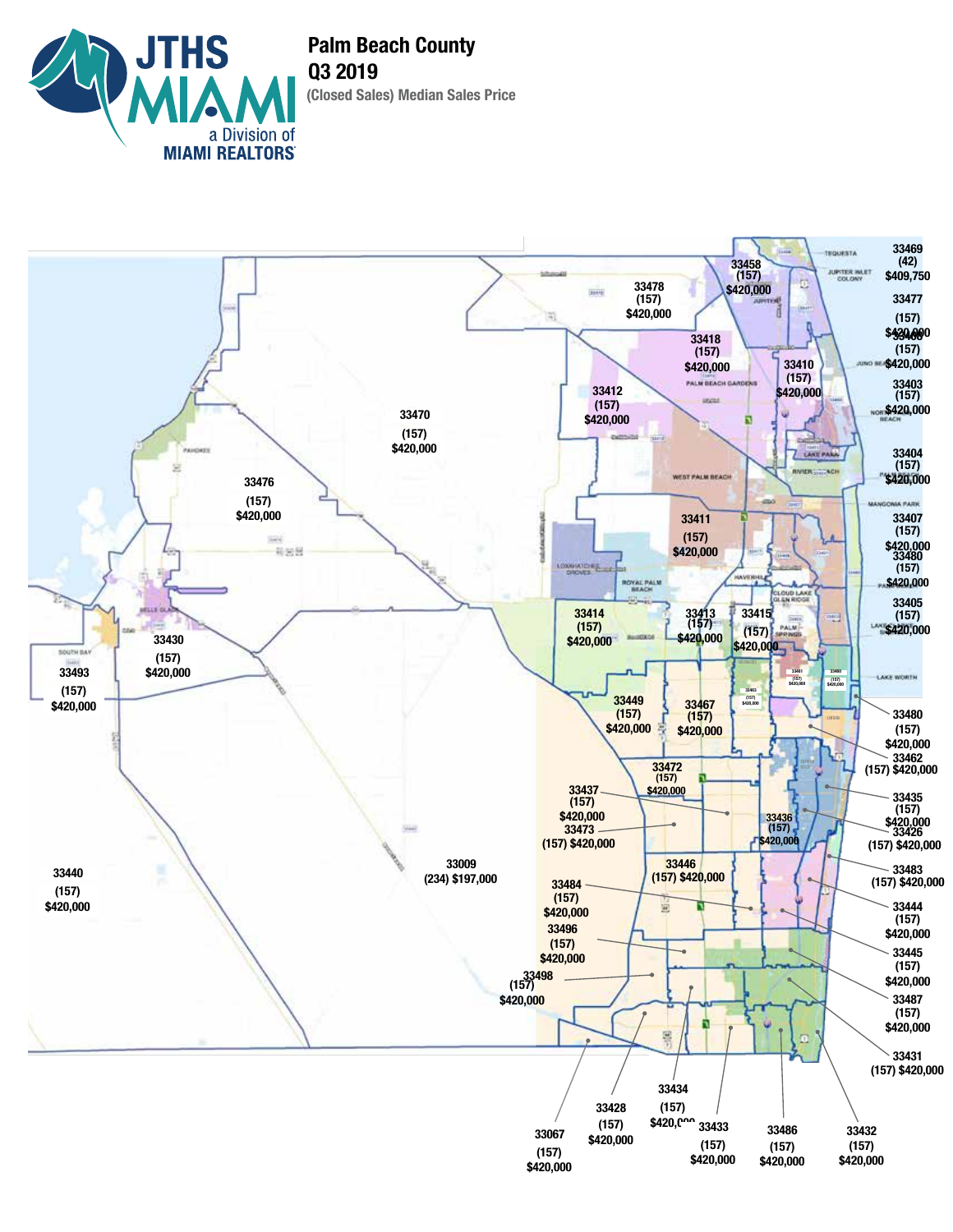# Palm Beach County

## Q3 2019

### (Closed Sales) Median Sales Price

| Zip Code | Closed Sales | Median Sales Price |
| --- | --- | --- |
| 33469 | (42) | $409,750 |
| 33458 | (157) | $420,000 |
| 33478 | (157) | $420,000 |
| 33477 | (157) | $420,000 |
| 33408 | (157) | $420,000 |
| 33418 | (157) | $420,000 |
| 33410 | (157) | $420,000 |
| 33403 | (157) | $420,000 |
| 33412 | (157) | $420,000 |
| 33470 | (157) | $420,000 |
| 33404 | (157) | $420,000 |
| 33476 | (157) | $420,000 |
| 33411 | (157) | $420,000 |
| 33407 | (157) | $420,000 |
| 33480 | (157) | $420,000 |
| 33405 | (157) | $420,000 |
| 33414 | (157) | $420,000 |
| 33413 | (157) | $420,000 |
| 33415 | (157) | $420,000 |
| 33430 | (157) | $420,000 |
| 33493 | (157) | $420,000 |
| 33461 | (157) | $420,000 |
| 33460 | (157) | $420,000 |
| 33463 | (157) | $420,000 |
| 33449 | (157) | $420,000 |
| 33467 | (157) | $420,000 |
| 33480 | (157) | $420,000 |
| 33462 | (157) | $420,000 |
| 33472 | (157) | $420,000 |
| 33437 | (157) | $420,000 |
| 33435 | (157) | $420,000 |
| 33473 | (157) | $420,000 |
| 33436 | (157) | $420,000 |
| 33426 | (157) | $420,000 |
| 33009 | (234) | $197,000 |
| 33440 | (157) | $420,000 |
| 33446 | (157) | $420,000 |
| 33483 | (157) | $420,000 |
| 33484 | (157) | $420,000 |
| 33444 | (157) | $420,000 |
| 33496 | (157) | $420,000 |
| 33445 | (157) | $420,000 |
| 33498 | (157) | $420,000 |
| 33487 | (157) | $420,000 |
| 33431 | (157) | $420,000 |
| 33434 | (157) | $420,000 |
| 33428 | (157) | $420,000 |
| 33433 | (157) | $420,000 |
| 33486 | (157) | $420,000 |
| 33432 | (157) | $420,000 |
| 33067 | (157) | $420,000 |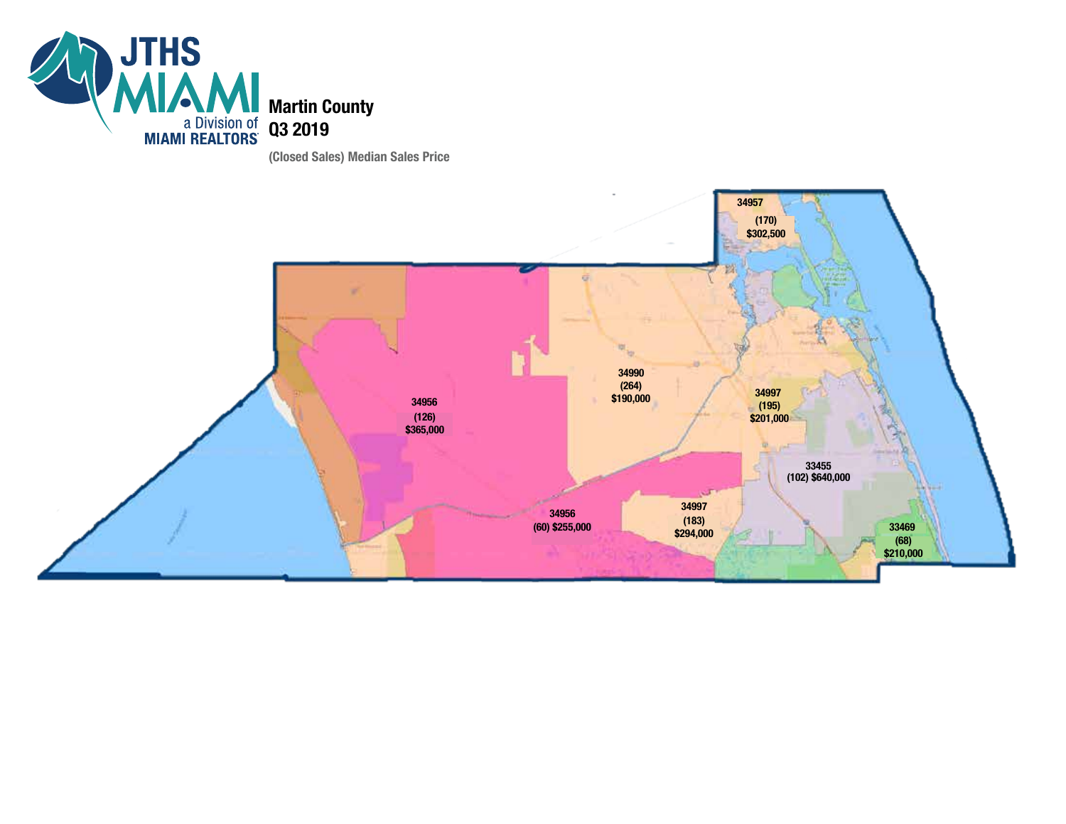JTHS MIAMI
a Division of MIAMI REALTORS

**Martin County**
**Q3 2019**

(Closed Sales) Median Sales Price

34957
(170)
$302,500

34990
(264)
$190,000

34956
(126)
$365,000

34997
(195)
$201,000

33455
(102) $640,000

34956
(60) $255,000

34997
(183)
$294,000

33469
(68)
$210,000